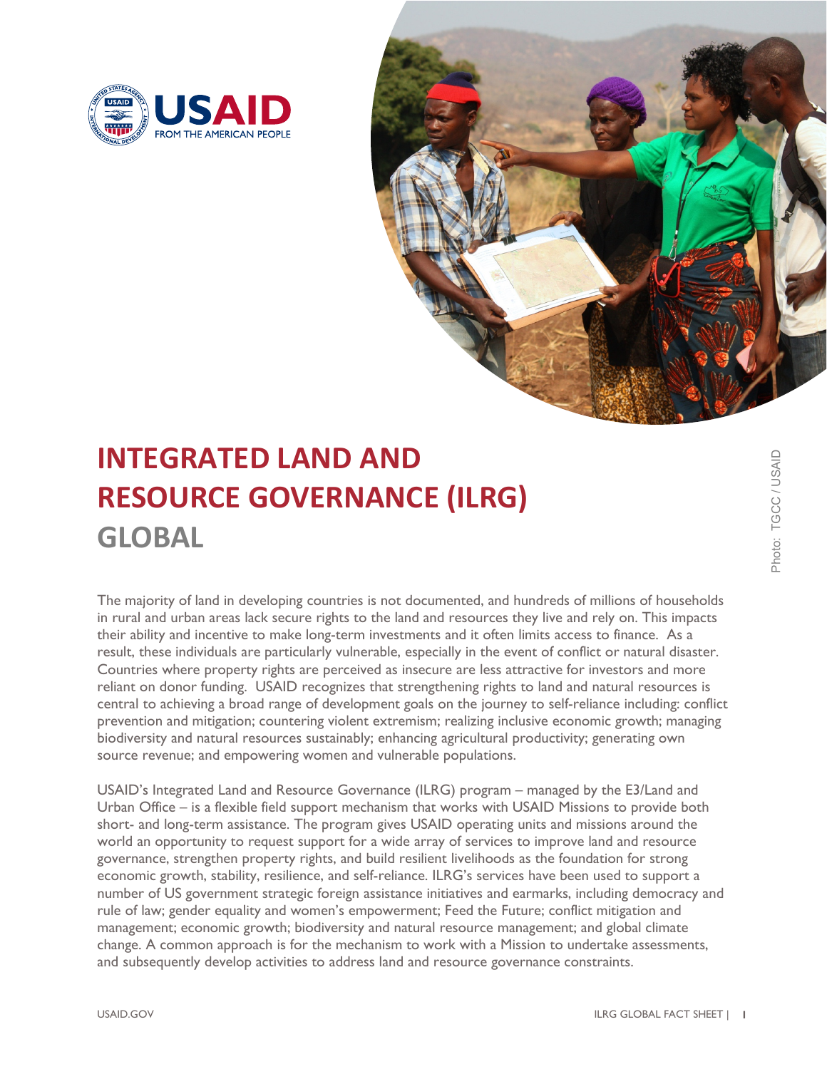# INTEGRATED LAND AND RESOURCE GOVERNANCE (ILRG)

## GLOBAL

Photo: TGCC / USAID

The majority of land in developing countries is not documented, and hundreds of millions of households in rural and urban areas lack secure rights to the land and resources they live and rely on. This impacts their ability and incentive to make long-term investments and it often limits access to finance. As a result, these individuals are particularly vulnerable, especially in the event of conflict or natural disaster. Countries where property rights are perceived as insecure are less attractive for investors and more reliant on donor funding. USAID recognizes that strengthening rights to land and natural resources is central to achieving a broad range of development goals on the journey to self-reliance including: conflict prevention and mitigation; countering violent extremism; realizing inclusive economic growth; managing biodiversity and natural resources sustainably; enhancing agricultural productivity; generating own source revenue; and empowering women and vulnerable populations.

USAID's Integrated Land and Resource Governance (ILRG) program – managed by the E3/Land and Urban Office – is a flexible field support mechanism that works with USAID Missions to provide both short- and long-term assistance. The program gives USAID operating units and missions around the world an opportunity to request support for a wide array of services to improve land and resource governance, strengthen property rights, and build resilient livelihoods as the foundation for strong economic growth, stability, resilience, and self-reliance. ILRG's services have been used to support a number of US government strategic foreign assistance initiatives and earmarks, including democracy and rule of law; gender equality and women's empowerment; Feed the Future; conflict mitigation and management; economic growth; biodiversity and natural resource management; and global climate change. A common approach is for the mechanism to work with a Mission to undertake assessments, and subsequently develop activities to address land and resource governance constraints.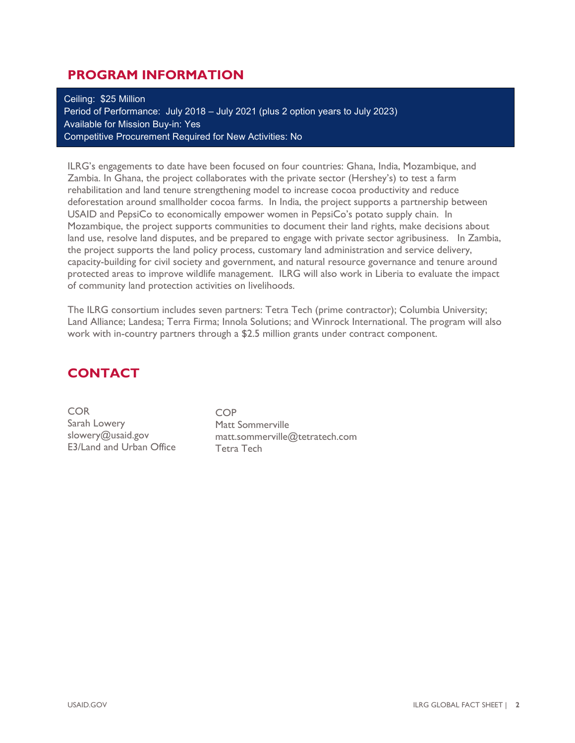## PROGRAM INFORMATION

Ceiling: $25 Million
Period of Performance: July 2018 – July 2021 (plus 2 option years to July 2023)
Available for Mission Buy-in: Yes
Competitive Procurement Required for New Activities: No

ILRG's engagements to date have been focused on four countries: Ghana, India, Mozambique, and Zambia. In Ghana, the project collaborates with the private sector (Hershey's) to test a farm rehabilitation and land tenure strengthening model to increase cocoa productivity and reduce deforestation around smallholder cocoa farms. In India, the project supports a partnership between USAID and PepsiCo to economically empower women in PepsiCo's potato supply chain. In Mozambique, the project supports communities to document their land rights, make decisions about land use, resolve land disputes, and be prepared to engage with private sector agribusiness. In Zambia, the project supports the land policy process, customary land administration and service delivery, capacity-building for civil society and government, and natural resource governance and tenure around protected areas to improve wildlife management. ILRG will also work in Liberia to evaluate the impact of community land protection activities on livelihoods.

The ILRG consortium includes seven partners: Tetra Tech (prime contractor); Columbia University; Land Alliance; Landesa; Terra Firma; Innola Solutions; and Winrock International. The program will also work with in-country partners through a $2.5 million grants under contract component.

## CONTACT

COR
Sarah Lowery
slowery@usaid.gov
E3/Land and Urban Office

COP
Matt Sommerville
matt.sommerville@tetratech.com
Tetra Tech